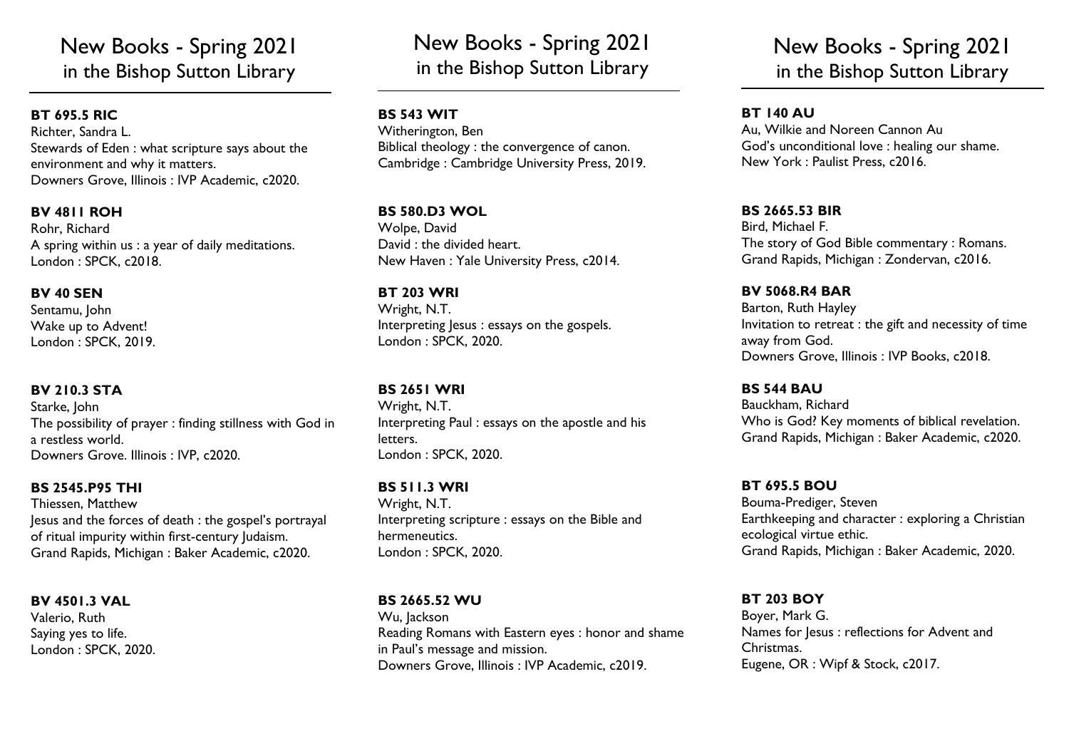# New Books - Spring 2021
## in the Bishop Sutton Library

**BT 695.5 RIC**
Richter, Sandra L.
Stewards of Eden : what scripture says about the environment and why it matters.
Downers Grove, Illinois : IVP Academic, c2020.

**BV 4811 ROH**
Rohr, Richard
A spring within us : a year of daily meditations.
London : SPCK, c2018.

**BV 40 SEN**
Sentamu, John
Wake up to Advent!
London : SPCK, 2019.

**BV 210.3 STA**
Starke, John
The possibility of prayer : finding stillness with God in a restless world.
Downers Grove. Illinois : IVP, c2020.

**BS 2545.P95 THI**
Thiessen, Matthew
Jesus and the forces of death : the gospel's portrayal of ritual impurity within first-century Judaism.
Grand Rapids, Michigan : Baker Academic, c2020.

**BV 4501.3 VAL**
Valerio, Ruth
Saying yes to life.
London : SPCK, 2020.

# New Books - Spring 2021
## in the Bishop Sutton Library

**BS 543 WIT**
Witherington, Ben
Biblical theology : the convergence of canon.
Cambridge : Cambridge University Press, 2019.

**BS 580.D3 WOL**
Wolpe, David
David : the divided heart.
New Haven : Yale University Press, c2014.

**BT 203 WRI**
Wright, N.T.
Interpreting Jesus : essays on the gospels.
London : SPCK, 2020.

**BS 2651 WRI**
Wright, N.T.
Interpreting Paul : essays on the apostle and his letters.
London : SPCK, 2020.

**BS 511.3 WRI**
Wright, N.T.
Interpreting scripture : essays on the Bible and hermeneutics.
London : SPCK, 2020.

**BS 2665.52 WU**
Wu, Jackson
Reading Romans with Eastern eyes : honor and shame in Paul's message and mission.
Downers Grove, Illinois : IVP Academic, c2019.

# New Books - Spring 2021
## in the Bishop Sutton Library

**BT 140 AU**
Au, Wilkie and Noreen Cannon Au
God's unconditional love : healing our shame.
New York : Paulist Press, c2016.

**BS 2665.53 BIR**
Bird, Michael F.
The story of God Bible commentary : Romans.
Grand Rapids, Michigan : Zondervan, c2016.

**BV 5068.R4 BAR**
Barton, Ruth Hayley
Invitation to retreat : the gift and necessity of time away from God.
Downers Grove, Illinois : IVP Books, c2018.

**BS 544 BAU**
Bauckham, Richard
Who is God? Key moments of biblical revelation.
Grand Rapids, Michigan : Baker Academic, c2020.

**BT 695.5 BOU**
Bouma-Prediger, Steven
Earthkeeping and character : exploring a Christian ecological virtue ethic.
Grand Rapids, Michigan : Baker Academic, 2020.

**BT 203 BOY**
Boyer, Mark G.
Names for Jesus : reflections for Advent and Christmas.
Eugene, OR : Wipf & Stock, c2017.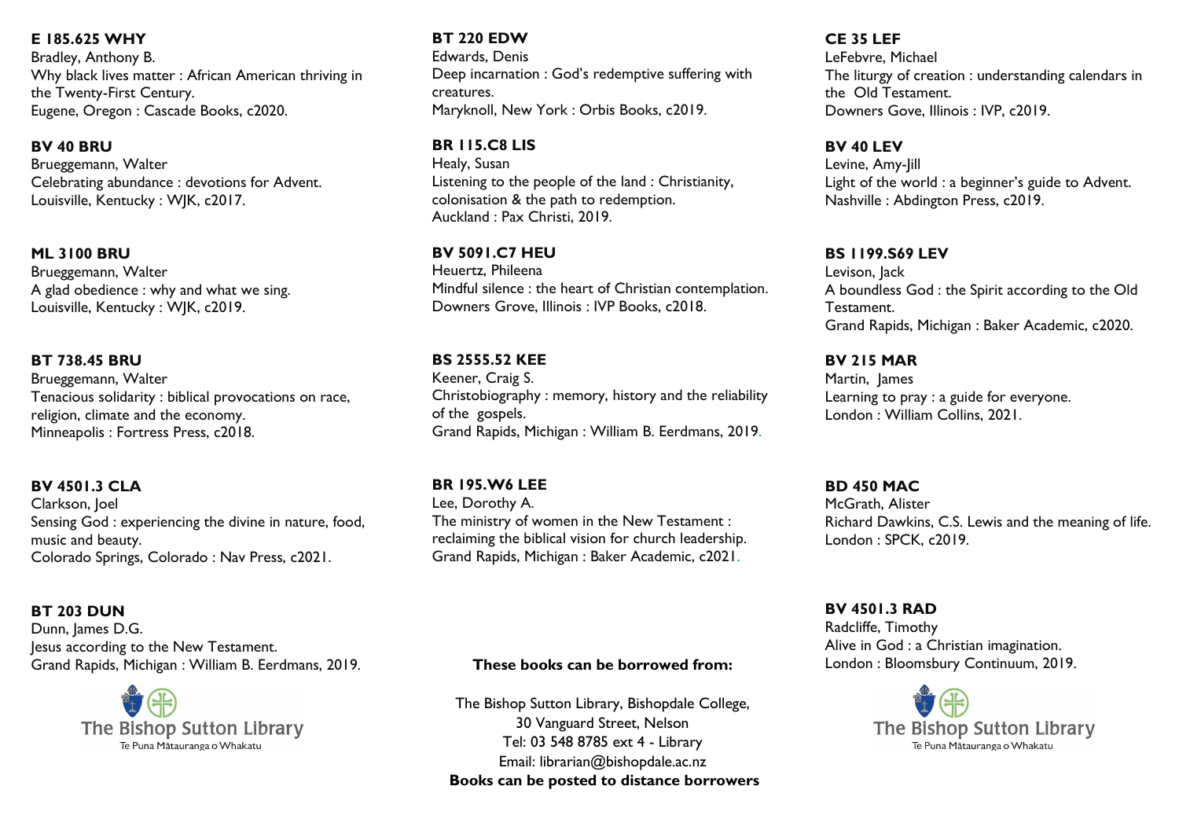**E 185.625 WHY**
Bradley, Anthony B.
Why black lives matter : African American thriving in the Twenty-First Century.
Eugene, Oregon : Cascade Books, c2020.

**BV 40 BRU**
Brueggemann, Walter
Celebrating abundance : devotions for Advent.
Louisville, Kentucky : WJK, c2017.

**ML 3100 BRU**
Brueggemann, Walter
A glad obedience : why and what we sing.
Louisville, Kentucky : WJK, c2019.

**BT 738.45 BRU**
Brueggemann, Walter
Tenacious solidarity : biblical provocations on race, religion, climate and the economy.
Minneapolis : Fortress Press, c2018.

**BV 4501.3 CLA**
Clarkson, Joel
Sensing God : experiencing the divine in nature, food, music and beauty.
Colorado Springs, Colorado : Nav Press, c2021.

**BT 203 DUN**
Dunn, James D.G.
Jesus according to the New Testament.
Grand Rapids, Michigan : William B. Eerdmans, 2019.

The Bishop Sutton Library
Te Puna Mātauranga o Whakatu

**BT 220 EDW**
Edwards, Denis
Deep incarnation : God's redemptive suffering with creatures.
Maryknoll, New York : Orbis Books, c2019.

**BR 115.C8 LIS**
Healy, Susan
Listening to the people of the land : Christianity, colonisation & the path to redemption.
Auckland : Pax Christi, 2019.

**BV 5091.C7 HEU**
Heuertz, Phileena
Mindful silence : the heart of Christian contemplation.
Downers Grove, Illinois : IVP Books, c2018.

**BS 2555.52 KEE**
Keener, Craig S.
Christobiography : memory, history and the reliability of the gospels.
Grand Rapids, Michigan : William B. Eerdmans, 2019.

**BR 195.W6 LEE**
Lee, Dorothy A.
The ministry of women in the New Testament : reclaiming the biblical vision for church leadership.
Grand Rapids, Michigan : Baker Academic, c2021.

**These books can be borrowed from:**

The Bishop Sutton Library, Bishopdale College,
30 Vanguard Street, Nelson
Tel: 03 548 8785 ext 4 - Library
Email: librarian@bishopdale.ac.nz
**Books can be posted to distance borrowers**

**CE 35 LEF**
LeFebvre, Michael
The liturgy of creation : understanding calendars in the Old Testament.
Downers Gove, Illinois : IVP, c2019.

**BV 40 LEV**
Levine, Amy-Jill
Light of the world : a beginner's guide to Advent.
Nashville : Abdington Press, c2019.

**BS 1199.S69 LEV**
Levison, Jack
A boundless God : the Spirit according to the Old Testament.
Grand Rapids, Michigan : Baker Academic, c2020.

**BV 215 MAR**
Martin, James
Learning to pray : a guide for everyone.
London : William Collins, 2021.

**BD 450 MAC**
McGrath, Alister
Richard Dawkins, C.S. Lewis and the meaning of life.
London : SPCK, c2019.

**BV 4501.3 RAD**
Radcliffe, Timothy
Alive in God : a Christian imagination.
London : Bloomsbury Continuum, 2019.

The Bishop Sutton Library
Te Puna Mātauranga o Whakatu